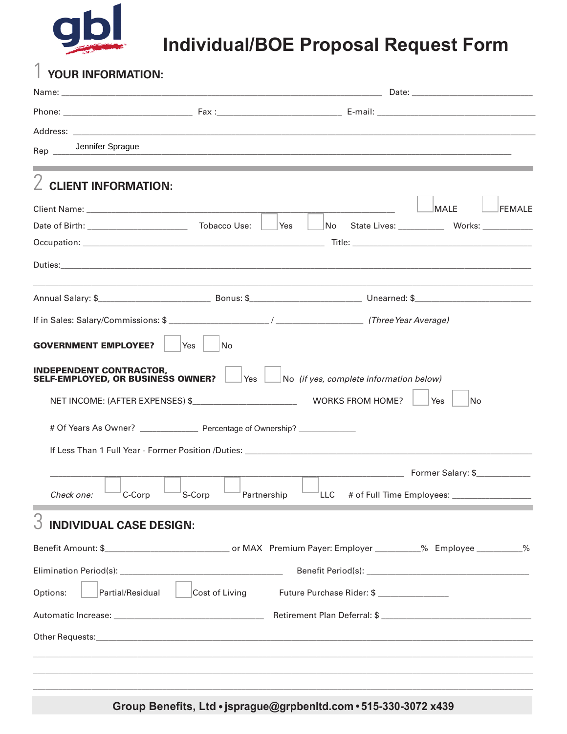gbl

# Individual/BOE Proposal Request Form

## 1 YOUR INFORMATION:

Name: ______________________________ Date: ______________

Phone: ______________ Fax : ______________ E-mail: ______________

Address: ______________________________

Rep Jennifer Sprague

## 2 CLIENT INFORMATION:

Client Name: ______________________________ ☐ MALE ☐ FEMALE

Date of Birth: ______________ Tobacco Use: ☐ Yes ☐ No State Lives: ________ Works: ________

Occupation: ______________________________ Title: ______________

Duties: ______________________________

______________________________

Annual Salary: $______________ Bonus: $______________ Unearned: $______________

If in Sales: Salary/Commissions: $ ______________ / ______________ *(Three Year Average)*

**GOVERNMENT EMPLOYEE?** ☐ Yes ☐ No

**INDEPENDENT CONTRACTOR, SELF-EMPLOYED, OR BUSINESS OWNER?** ☐ Yes ☐ No *(if yes, complete information below)*

NET INCOME: (AFTER EXPENSES) $______________ WORKS FROM HOME? ☐ Yes ☐ No

# Of Years As Owner? ________ Percentage of Ownership? ________

If Less Than 1 Full Year - Former Position /Duties: ______________________________

______________________________ Former Salary: $________

*Check one:* ☐ C-Corp ☐ S-Corp ☐ Partnership ☐ LLC # of Full Time Employees: ________

## 3 INDIVIDUAL CASE DESIGN:

Benefit Amount: $______________ or MAX Premium Payer: Employer ________% Employee ________%

Elimination Period(s): ______________ Benefit Period(s): ______________

Options: ☐ Partial/Residual ☐ Cost of Living Future Purchase Rider: $ ________

Automatic Increase: ______________ Retirement Plan Deferral: $ ______________

Other Requests: ______________________________

______________________________

______________________________

______________________________

**Group Benefits, Ltd • jsprague@grpbenltd.com • 515-330-3072 x439**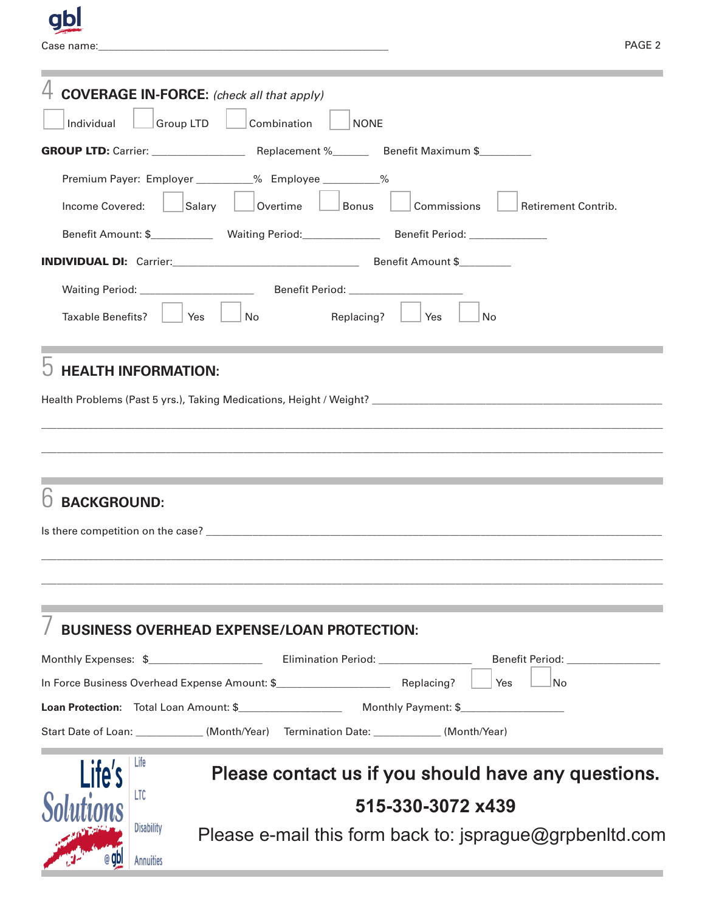Case name:_______________________________________________

## 4 COVERAGE IN-FORCE: *(check all that apply)*

☐ Individual ☐ Group LTD ☐ Combination ☐ NONE

**GROUP LTD:** Carrier: ________________ Replacement %______ Benefit Maximum $_________

Premium Payer: Employer __________% Employee __________%

Income Covered: ☐ Salary ☐ Overtime ☐ Bonus ☐ Commissions ☐ Retirement Contrib.

Benefit Amount: $___________ Waiting Period:______________ Benefit Period: ______________

**INDIVIDUAL DI:** Carrier:________________________________ Benefit Amount $_________

Waiting Period: ____________________ Benefit Period: ____________________

Taxable Benefits? ☐ Yes ☐ No Replacing? ☐ Yes ☐ No

## 5 HEALTH INFORMATION:

Health Problems (Past 5 yrs.), Taking Medications, Height / Weight? ______________________________________________

_______________________________________________________________________________________

_______________________________________________________________________________________

## 6 BACKGROUND:

Is there competition on the case? ______________________________________________________________

_______________________________________________________________________________________

_______________________________________________________________________________________

## 7 BUSINESS OVERHEAD EXPENSE/LOAN PROTECTION:

Monthly Expenses: $____________________ Elimination Period: ________________ Benefit Period: ________________

In Force Business Overhead Expense Amount: $____________________ Replacing? ☐ Yes ☐ No

**Loan Protection:** Total Loan Amount: $__________________ Monthly Payment: $__________________

Start Date of Loan: ____________ (Month/Year) Termination Date: ____________ (Month/Year)

Life's Solutions @ gbl — Life, LTC, Disability, Annuities

**Please contact us if you should have any questions.**

**515-330-3072 x439**

Please e-mail this form back to: jsprague@grpbenltd.com